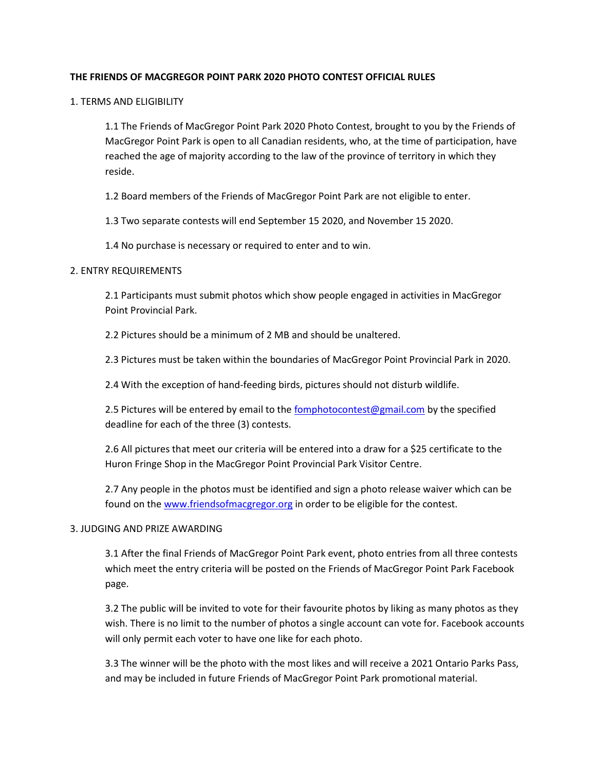**THE FRIENDS OF MACGREGOR POINT PARK 2020 PHOTO CONTEST OFFICIAL RULES**

1. TERMS AND ELIGIBILITY

1.1 The Friends of MacGregor Point Park 2020 Photo Contest, brought to you by the Friends of MacGregor Point Park is open to all Canadian residents, who, at the time of participation, have reached the age of majority according to the law of the province of territory in which they reside.

1.2 Board members of the Friends of MacGregor Point Park are not eligible to enter.

1.3 Two separate contests will end September 15 2020, and November 15 2020.

1.4 No purchase is necessary or required to enter and to win.

2. ENTRY REQUIREMENTS

2.1 Participants must submit photos which show people engaged in activities in MacGregor Point Provincial Park.

2.2 Pictures should be a minimum of 2 MB and should be unaltered.

2.3 Pictures must be taken within the boundaries of MacGregor Point Provincial Park in 2020.

2.4 With the exception of hand-feeding birds, pictures should not disturb wildlife.

2.5 Pictures will be entered by email to the [fomphotocontest@gmail.com](mailto:fomphotocontest@gmail.com) by the specified deadline for each of the three (3) contests.

2.6 All pictures that meet our criteria will be entered into a draw for a $25 certificate to the Huron Fringe Shop in the MacGregor Point Provincial Park Visitor Centre.

2.7 Any people in the photos must be identified and sign a photo release waiver which can be found on the [www.friendsofmacgregor.org](http://www.friendsofmacgregor.org) in order to be eligible for the contest.

3. JUDGING AND PRIZE AWARDING

3.1 After the final Friends of MacGregor Point Park event, photo entries from all three contests which meet the entry criteria will be posted on the Friends of MacGregor Point Park Facebook page.

3.2 The public will be invited to vote for their favourite photos by liking as many photos as they wish. There is no limit to the number of photos a single account can vote for. Facebook accounts will only permit each voter to have one like for each photo.

3.3 The winner will be the photo with the most likes and will receive a 2021 Ontario Parks Pass, and may be included in future Friends of MacGregor Point Park promotional material.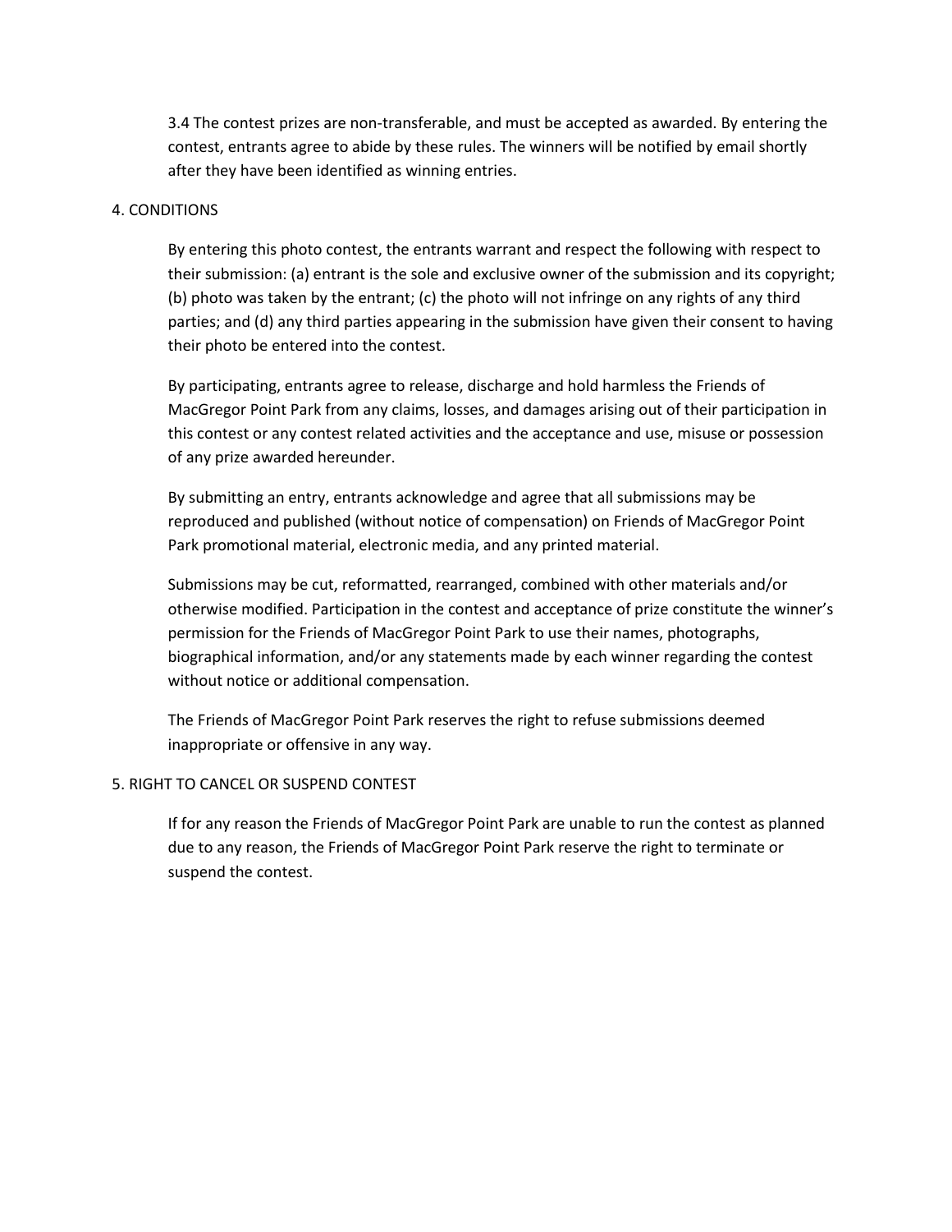3.4 The contest prizes are non-transferable, and must be accepted as awarded. By entering the contest, entrants agree to abide by these rules. The winners will be notified by email shortly after they have been identified as winning entries.

## 4. CONDITIONS

By entering this photo contest, the entrants warrant and respect the following with respect to their submission: (a) entrant is the sole and exclusive owner of the submission and its copyright; (b) photo was taken by the entrant; (c) the photo will not infringe on any rights of any third parties; and (d) any third parties appearing in the submission have given their consent to having their photo be entered into the contest.

By participating, entrants agree to release, discharge and hold harmless the Friends of MacGregor Point Park from any claims, losses, and damages arising out of their participation in this contest or any contest related activities and the acceptance and use, misuse or possession of any prize awarded hereunder.

By submitting an entry, entrants acknowledge and agree that all submissions may be reproduced and published (without notice of compensation) on Friends of MacGregor Point Park promotional material, electronic media, and any printed material.

Submissions may be cut, reformatted, rearranged, combined with other materials and/or otherwise modified. Participation in the contest and acceptance of prize constitute the winner's permission for the Friends of MacGregor Point Park to use their names, photographs, biographical information, and/or any statements made by each winner regarding the contest without notice or additional compensation.

The Friends of MacGregor Point Park reserves the right to refuse submissions deemed inappropriate or offensive in any way.

## 5. RIGHT TO CANCEL OR SUSPEND CONTEST

If for any reason the Friends of MacGregor Point Park are unable to run the contest as planned due to any reason, the Friends of MacGregor Point Park reserve the right to terminate or suspend the contest.